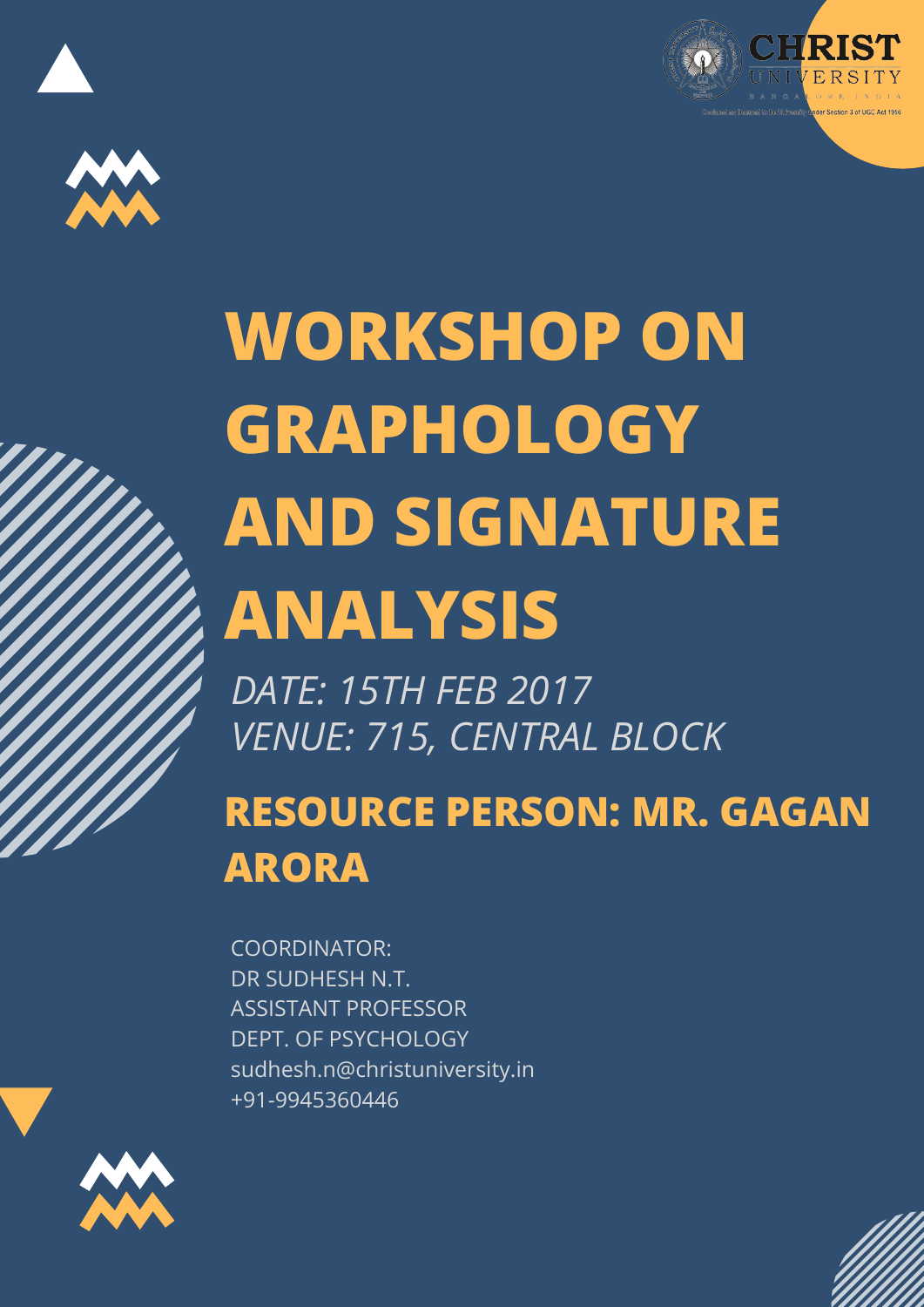CHRIST UNIVERSITY
BANGALORE, INDIA

# WORKSHOP ON GRAPHOLOGY AND SIGNATURE ANALYSIS

*DATE: 15TH FEB 2017*
*VENUE: 715, CENTRAL BLOCK*

## RESOURCE PERSON: MR. GAGAN ARORA

COORDINATOR:
DR SUDHESH N.T.
ASSISTANT PROFESSOR
DEPT. OF PSYCHOLOGY
sudhesh.n@christuniversity.in
+91-9945360446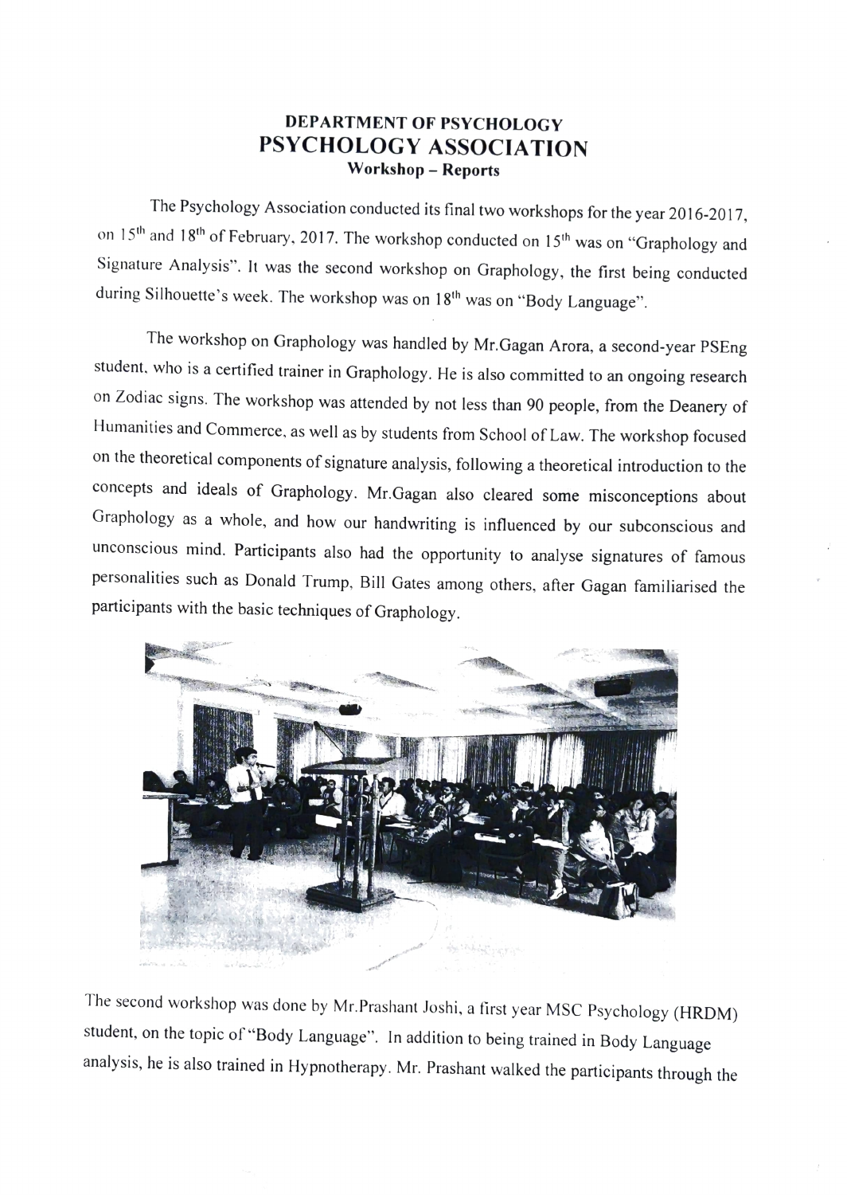# DEPARTMENT OF PSYCHOLOGY
## PSYCHOLOGY ASSOCIATION
### Workshop – Reports

The Psychology Association conducted its final two workshops for the year 2016-2017, on 15th and 18th of February, 2017. The workshop conducted on 15th was on "Graphology and Signature Analysis". It was the second workshop on Graphology, the first being conducted during Silhouette's week. The workshop was on 18th was on "Body Language".

The workshop on Graphology was handled by Mr.Gagan Arora, a second-year PSEng student, who is a certified trainer in Graphology. He is also committed to an ongoing research on Zodiac signs. The workshop was attended by not less than 90 people, from the Deanery of Humanities and Commerce, as well as by students from School of Law. The workshop focused on the theoretical components of signature analysis, following a theoretical introduction to the concepts and ideals of Graphology. Mr.Gagan also cleared some misconceptions about Graphology as a whole, and how our handwriting is influenced by our subconscious and unconscious mind. Participants also had the opportunity to analyse signatures of famous personalities such as Donald Trump, Bill Gates among others, after Gagan familiarised the participants with the basic techniques of Graphology.

The second workshop was done by Mr.Prashant Joshi, a first year MSC Psychology (HRDM) student, on the topic of "Body Language". In addition to being trained in Body Language analysis, he is also trained in Hypnotherapy. Mr. Prashant walked the participants through the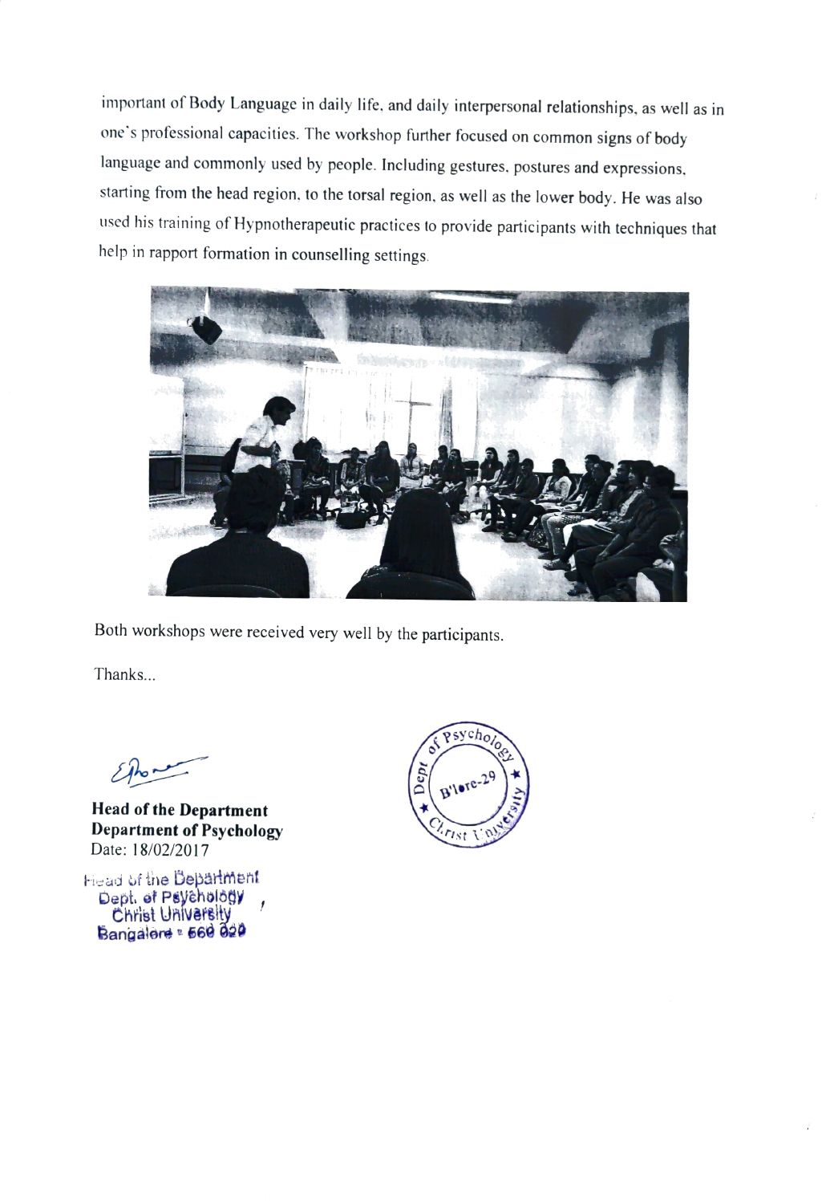important of Body Language in daily life, and daily interpersonal relationships, as well as in one's professional capacities. The workshop further focused on common signs of body language and commonly used by people. Including gestures, postures and expressions, starting from the head region, to the torsal region, as well as the lower body. He was also used his training of Hypnotherapeutic practices to provide participants with techniques that help in rapport formation in counselling settings.

Both workshops were received very well by the participants.

Thanks...

**Head of the Department**
**Department of Psychology**
Date: 18/02/2017

Head of the Department
Dept. of Psychology
Christ University
Bangalore - 560 029

Dept of Psychology
B'lore-29
Christ University